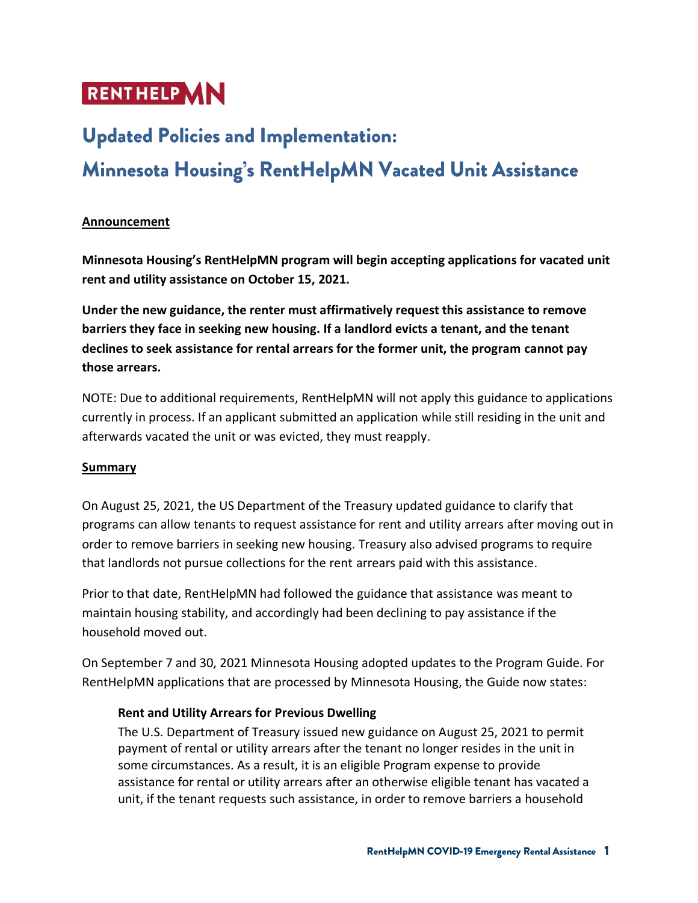RENTHELPMN

# Updated Policies and Implementation: Minnesota Housing's RentHelpMN Vacated Unit Assistance

**Announcement**

**Minnesota Housing's RentHelpMN program will begin accepting applications for vacated unit rent and utility assistance on October 15, 2021.**

**Under the new guidance, the renter must affirmatively request this assistance to remove barriers they face in seeking new housing. If a landlord evicts a tenant, and the tenant declines to seek assistance for rental arrears for the former unit, the program cannot pay those arrears.**

NOTE: Due to additional requirements, RentHelpMN will not apply this guidance to applications currently in process. If an applicant submitted an application while still residing in the unit and afterwards vacated the unit or was evicted, they must reapply.

**Summary**

On August 25, 2021, the US Department of the Treasury updated guidance to clarify that programs can allow tenants to request assistance for rent and utility arrears after moving out in order to remove barriers in seeking new housing. Treasury also advised programs to require that landlords not pursue collections for the rent arrears paid with this assistance.

Prior to that date, RentHelpMN had followed the guidance that assistance was meant to maintain housing stability, and accordingly had been declining to pay assistance if the household moved out.

On September 7 and 30, 2021 Minnesota Housing adopted updates to the Program Guide. For RentHelpMN applications that are processed by Minnesota Housing, the Guide now states:

> **Rent and Utility Arrears for Previous Dwelling**
>
> The U.S. Department of Treasury issued new guidance on August 25, 2021 to permit payment of rental or utility arrears after the tenant no longer resides in the unit in some circumstances. As a result, it is an eligible Program expense to provide assistance for rental or utility arrears after an otherwise eligible tenant has vacated a unit, if the tenant requests such assistance, in order to remove barriers a household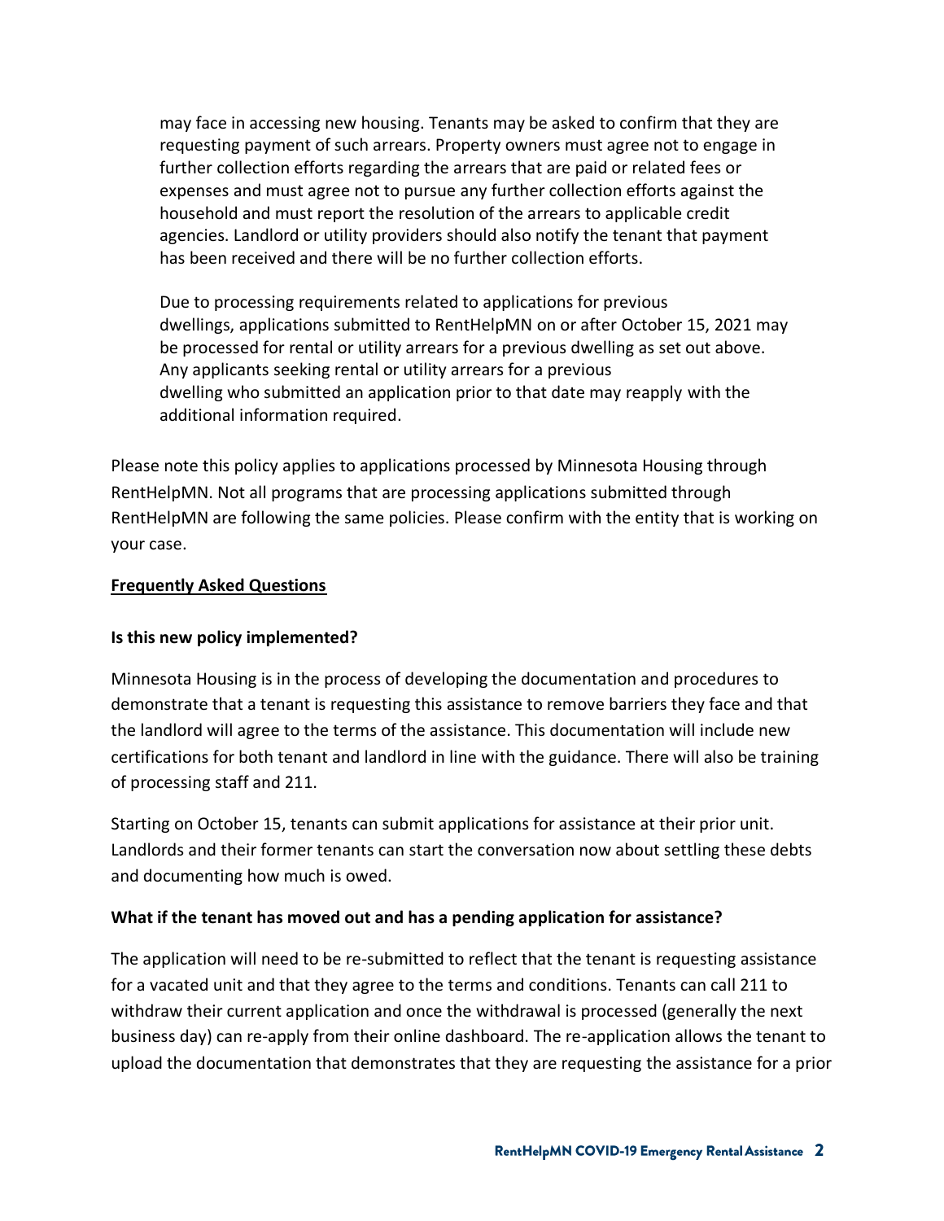may face in accessing new housing. Tenants may be asked to confirm that they are requesting payment of such arrears. Property owners must agree not to engage in further collection efforts regarding the arrears that are paid or related fees or expenses and must agree not to pursue any further collection efforts against the household and must report the resolution of the arrears to applicable credit agencies. Landlord or utility providers should also notify the tenant that payment has been received and there will be no further collection efforts.

Due to processing requirements related to applications for previous dwellings, applications submitted to RentHelpMN on or after October 15, 2021 may be processed for rental or utility arrears for a previous dwelling as set out above. Any applicants seeking rental or utility arrears for a previous dwelling who submitted an application prior to that date may reapply with the additional information required.

Please note this policy applies to applications processed by Minnesota Housing through RentHelpMN. Not all programs that are processing applications submitted through RentHelpMN are following the same policies. Please confirm with the entity that is working on your case.

## Frequently Asked Questions

**Is this new policy implemented?**

Minnesota Housing is in the process of developing the documentation and procedures to demonstrate that a tenant is requesting this assistance to remove barriers they face and that the landlord will agree to the terms of the assistance. This documentation will include new certifications for both tenant and landlord in line with the guidance. There will also be training of processing staff and 211.

Starting on October 15, tenants can submit applications for assistance at their prior unit. Landlords and their former tenants can start the conversation now about settling these debts and documenting how much is owed.

**What if the tenant has moved out and has a pending application for assistance?**

The application will need to be re-submitted to reflect that the tenant is requesting assistance for a vacated unit and that they agree to the terms and conditions. Tenants can call 211 to withdraw their current application and once the withdrawal is processed (generally the next business day) can re-apply from their online dashboard. The re-application allows the tenant to upload the documentation that demonstrates that they are requesting the assistance for a prior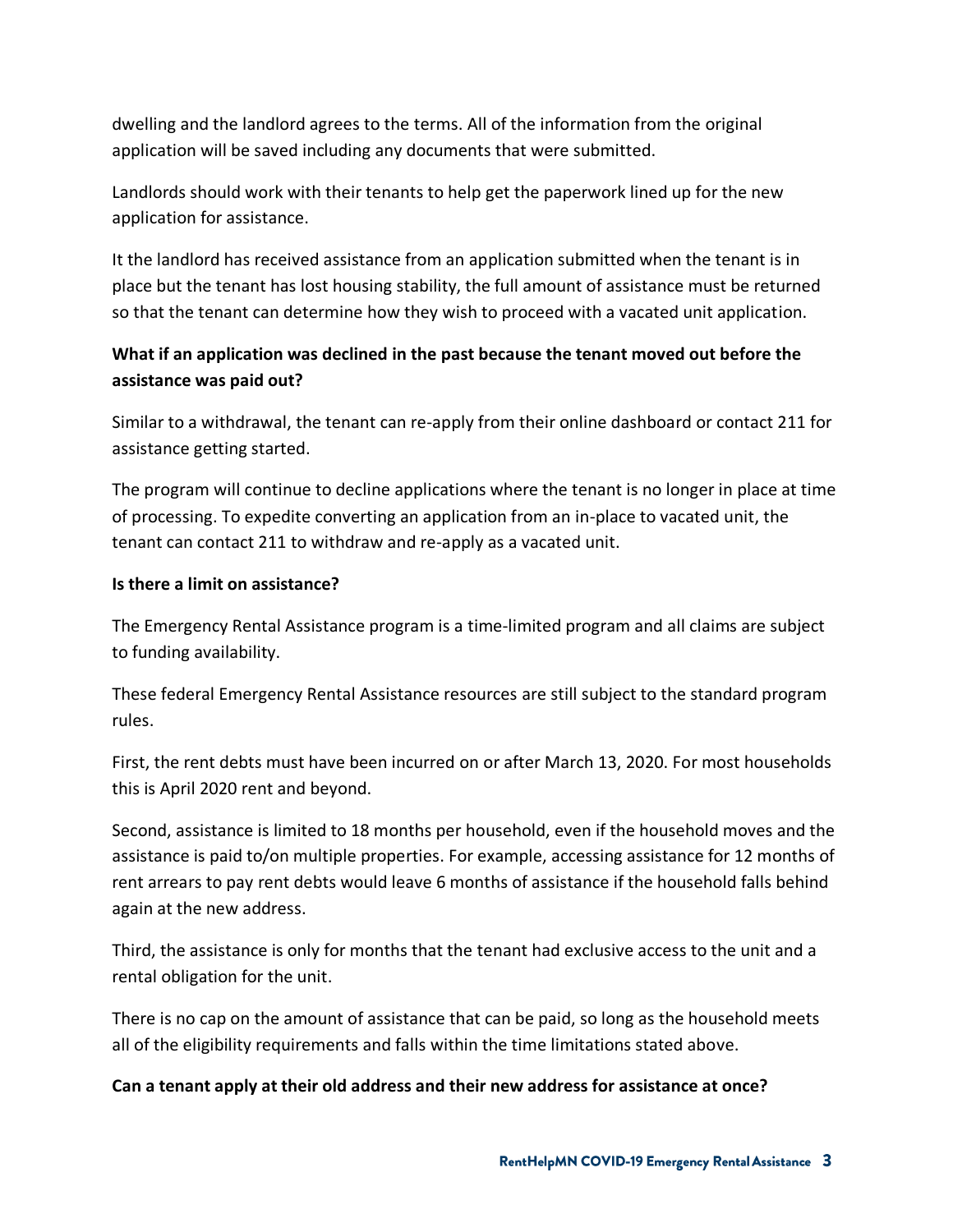dwelling and the landlord agrees to the terms. All of the information from the original application will be saved including any documents that were submitted.

Landlords should work with their tenants to help get the paperwork lined up for the new application for assistance.

It the landlord has received assistance from an application submitted when the tenant is in place but the tenant has lost housing stability, the full amount of assistance must be returned so that the tenant can determine how they wish to proceed with a vacated unit application.

**What if an application was declined in the past because the tenant moved out before the assistance was paid out?**

Similar to a withdrawal, the tenant can re-apply from their online dashboard or contact 211 for assistance getting started.

The program will continue to decline applications where the tenant is no longer in place at time of processing. To expedite converting an application from an in-place to vacated unit, the tenant can contact 211 to withdraw and re-apply as a vacated unit.

**Is there a limit on assistance?**

The Emergency Rental Assistance program is a time-limited program and all claims are subject to funding availability.

These federal Emergency Rental Assistance resources are still subject to the standard program rules.

First, the rent debts must have been incurred on or after March 13, 2020. For most households this is April 2020 rent and beyond.

Second, assistance is limited to 18 months per household, even if the household moves and the assistance is paid to/on multiple properties. For example, accessing assistance for 12 months of rent arrears to pay rent debts would leave 6 months of assistance if the household falls behind again at the new address.

Third, the assistance is only for months that the tenant had exclusive access to the unit and a rental obligation for the unit.

There is no cap on the amount of assistance that can be paid, so long as the household meets all of the eligibility requirements and falls within the time limitations stated above.

**Can a tenant apply at their old address and their new address for assistance at once?**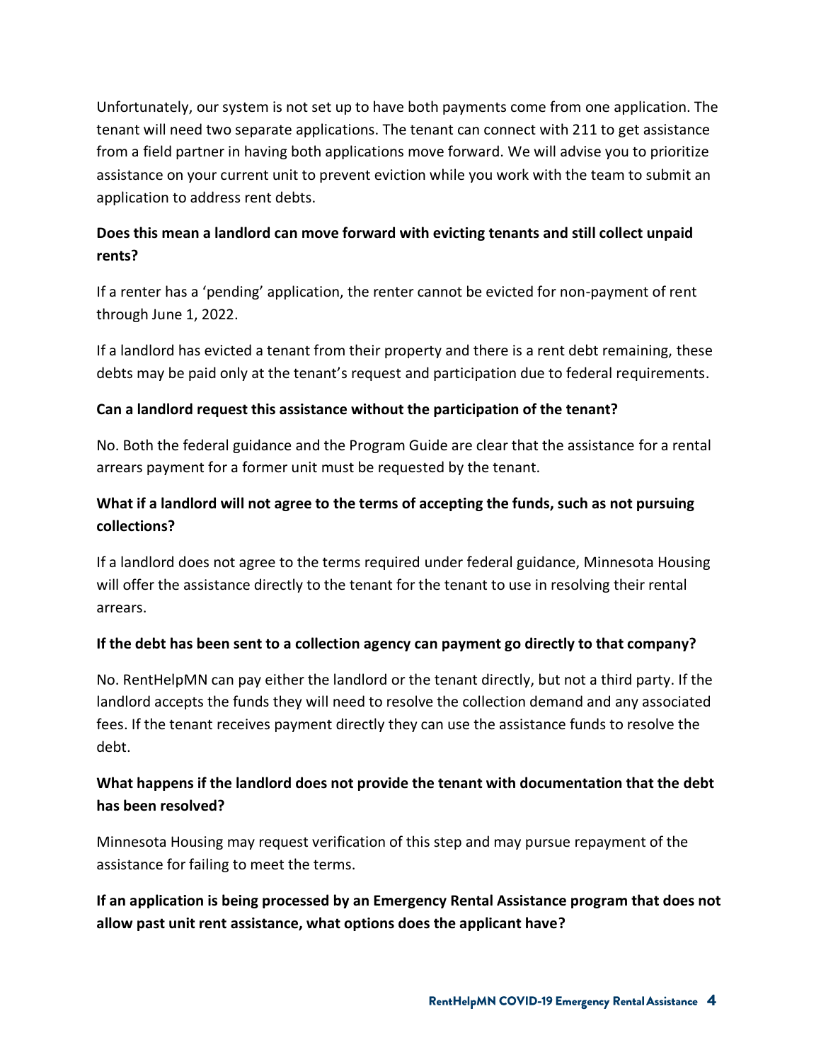Unfortunately, our system is not set up to have both payments come from one application. The tenant will need two separate applications. The tenant can connect with 211 to get assistance from a field partner in having both applications move forward. We will advise you to prioritize assistance on your current unit to prevent eviction while you work with the team to submit an application to address rent debts.

**Does this mean a landlord can move forward with evicting tenants and still collect unpaid rents?**

If a renter has a 'pending' application, the renter cannot be evicted for non-payment of rent through June 1, 2022.

If a landlord has evicted a tenant from their property and there is a rent debt remaining, these debts may be paid only at the tenant's request and participation due to federal requirements.

**Can a landlord request this assistance without the participation of the tenant?**

No. Both the federal guidance and the Program Guide are clear that the assistance for a rental arrears payment for a former unit must be requested by the tenant.

**What if a landlord will not agree to the terms of accepting the funds, such as not pursuing collections?**

If a landlord does not agree to the terms required under federal guidance, Minnesota Housing will offer the assistance directly to the tenant for the tenant to use in resolving their rental arrears.

**If the debt has been sent to a collection agency can payment go directly to that company?**

No. RentHelpMN can pay either the landlord or the tenant directly, but not a third party. If the landlord accepts the funds they will need to resolve the collection demand and any associated fees. If the tenant receives payment directly they can use the assistance funds to resolve the debt.

**What happens if the landlord does not provide the tenant with documentation that the debt has been resolved?**

Minnesota Housing may request verification of this step and may pursue repayment of the assistance for failing to meet the terms.

**If an application is being processed by an Emergency Rental Assistance program that does not allow past unit rent assistance, what options does the applicant have?**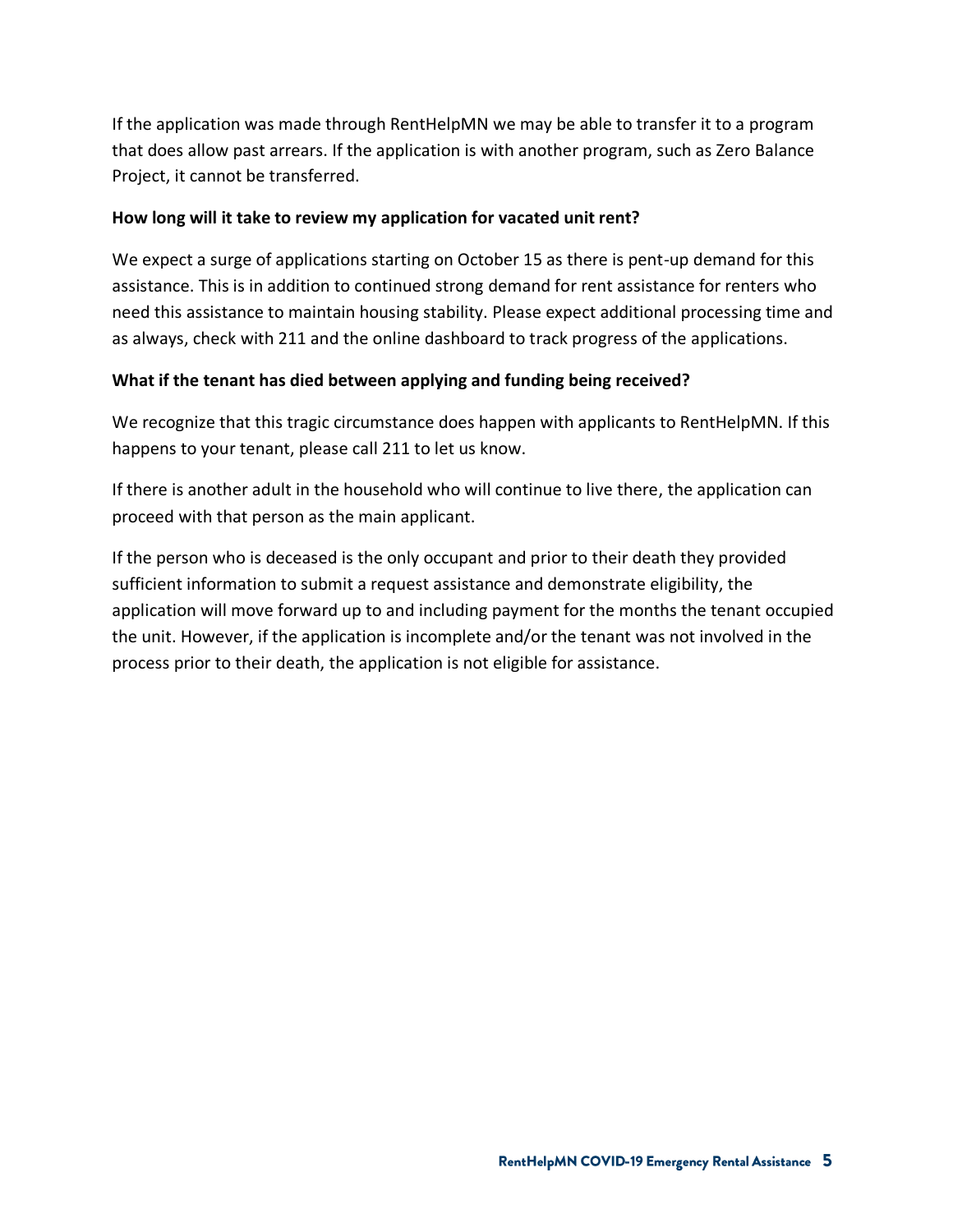If the application was made through RentHelpMN we may be able to transfer it to a program that does allow past arrears. If the application is with another program, such as Zero Balance Project, it cannot be transferred.

**How long will it take to review my application for vacated unit rent?**

We expect a surge of applications starting on October 15 as there is pent-up demand for this assistance. This is in addition to continued strong demand for rent assistance for renters who need this assistance to maintain housing stability. Please expect additional processing time and as always, check with 211 and the online dashboard to track progress of the applications.

**What if the tenant has died between applying and funding being received?**

We recognize that this tragic circumstance does happen with applicants to RentHelpMN. If this happens to your tenant, please call 211 to let us know.

If there is another adult in the household who will continue to live there, the application can proceed with that person as the main applicant.

If the person who is deceased is the only occupant and prior to their death they provided sufficient information to submit a request assistance and demonstrate eligibility, the application will move forward up to and including payment for the months the tenant occupied the unit. However, if the application is incomplete and/or the tenant was not involved in the process prior to their death, the application is not eligible for assistance.